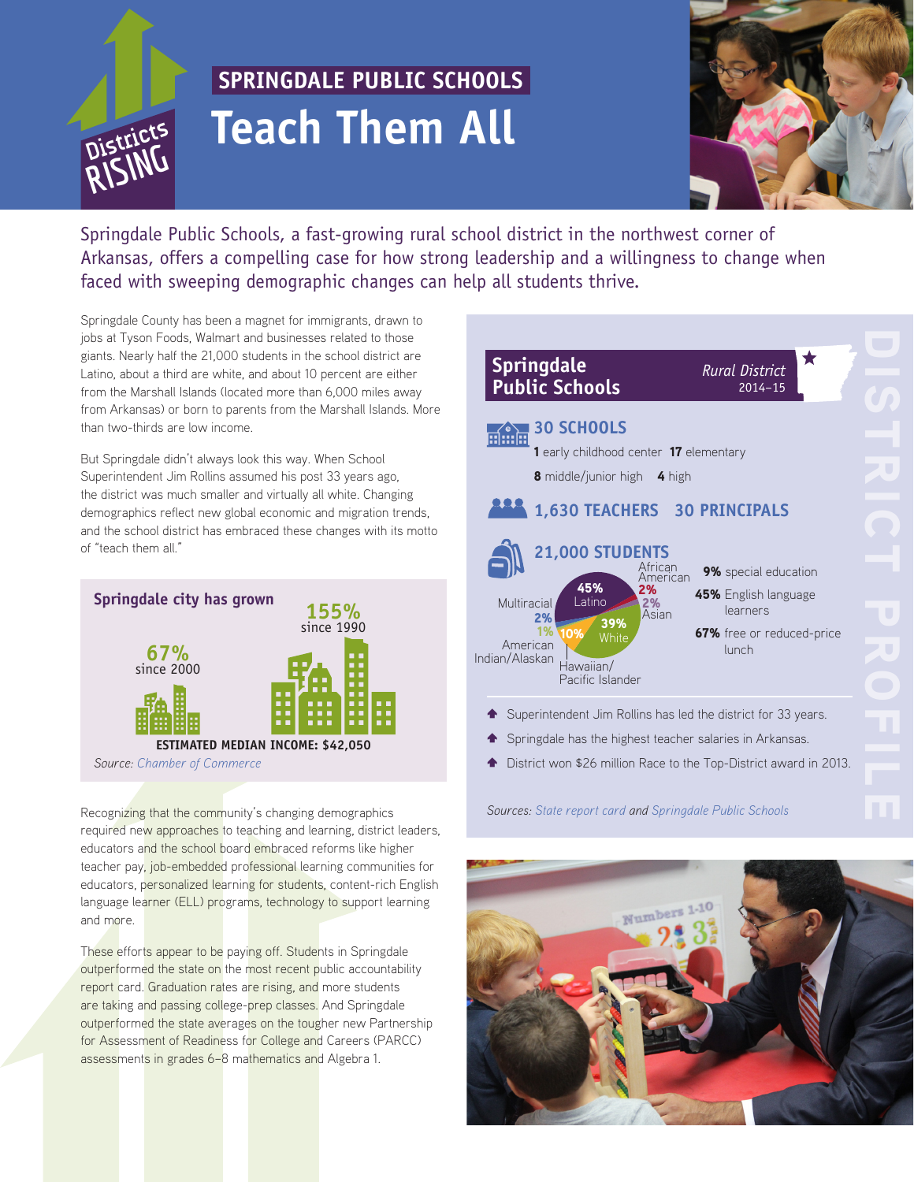# SPRINGDALE PUBLIC SCHOOLS

# Teach Them All

Districts RISING

Springdale Public Schools, a fast-growing rural school district in the northwest corner of Arkansas, offers a compelling case for how strong leadership and a willingness to change when faced with sweeping demographic changes can help all students thrive.

Springdale County has been a magnet for immigrants, drawn to jobs at Tyson Foods, Walmart and businesses related to those giants. Nearly half the 21,000 students in the school district are Latino, about a third are white, and about 10 percent are either from the Marshall Islands (located more than 6,000 miles away from Arkansas) or born to parents from the Marshall Islands. More than two-thirds are low income.

But Springdale didn't always look this way. When School Superintendent Jim Rollins assumed his post 33 years ago, the district was much smaller and virtually all white. Changing demographics reflect new global economic and migration trends, and the school district has embraced these changes with its motto of "teach them all."

### Springdale city has grown

**67%** since 2000

**155%** since 1990

**ESTIMATED MEDIAN INCOME: $42,050**

*Source: Chamber of Commerce*

Recognizing that the community's changing demographics required new approaches to teaching and learning, district leaders, educators and the school board embraced reforms like higher teacher pay, job-embedded professional learning communities for educators, personalized learning for students, content-rich English language learner (ELL) programs, technology to support learning and more.

These efforts appear to be paying off. Students in Springdale outperformed the state on the most recent public accountability report card. Graduation rates are rising, and more students are taking and passing college-prep classes. And Springdale outperformed the state averages on the tougher new Partnership for Assessment of Readiness for College and Careers (PARCC) assessments in grades 6–8 mathematics and Algebra 1.

## DISTRICT PROFILE

### Springdale Public Schools

*Rural District* 2014–15

**30 SCHOOLS**

**1** early childhood center **17** elementary

**8** middle/junior high **4** high

**1,630 TEACHERS** **30 PRINCIPALS**

**21,000 STUDENTS**

- 45% Latino
- 39% White
- 10% Hawaiian/Pacific Islander
- 2% African American
- 2% Asian
- 2% Multiracial
- 1% American Indian/Alaskan

**9%** special education

**45%** English language learners

**67%** free or reduced-price lunch

- Superintendent Jim Rollins has led the district for 33 years.
- Springdale has the highest teacher salaries in Arkansas.
- District won $26 million Race to the Top-District award in 2013.

*Sources: State report card and Springdale Public Schools*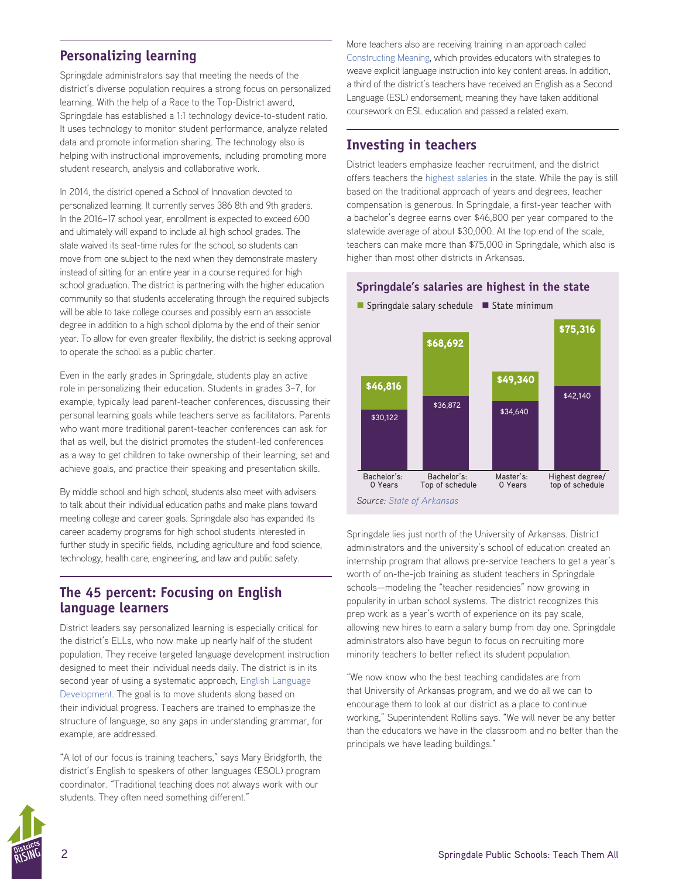## Personalizing learning

Springdale administrators say that meeting the needs of the district's diverse population requires a strong focus on personalized learning. With the help of a Race to the Top-District award, Springdale has established a 1:1 technology device-to-student ratio. It uses technology to monitor student performance, analyze related data and promote information sharing. The technology also is helping with instructional improvements, including promoting more student research, analysis and collaborative work.

In 2014, the district opened a School of Innovation devoted to personalized learning. It currently serves 386 8th and 9th graders. In the 2016–17 school year, enrollment is expected to exceed 600 and ultimately will expand to include all high school grades. The state waived its seat-time rules for the school, so students can move from one subject to the next when they demonstrate mastery instead of sitting for an entire year in a course required for high school graduation. The district is partnering with the higher education community so that students accelerating through the required subjects will be able to take college courses and possibly earn an associate degree in addition to a high school diploma by the end of their senior year. To allow for even greater flexibility, the district is seeking approval to operate the school as a public charter.

Even in the early grades in Springdale, students play an active role in personalizing their education. Students in grades 3–7, for example, typically lead parent-teacher conferences, discussing their personal learning goals while teachers serve as facilitators. Parents who want more traditional parent-teacher conferences can ask for that as well, but the district promotes the student-led conferences as a way to get children to take ownership of their learning, set and achieve goals, and practice their speaking and presentation skills.

By middle school and high school, students also meet with advisers to talk about their individual education paths and make plans toward meeting college and career goals. Springdale also has expanded its career academy programs for high school students interested in further study in specific fields, including agriculture and food science, technology, health care, engineering, and law and public safety.

## The 45 percent: Focusing on English language learners

District leaders say personalized learning is especially critical for the district's ELLs, who now make up nearly half of the student population. They receive targeted language development instruction designed to meet their individual needs daily. The district is in its second year of using a systematic approach, English Language Development. The goal is to move students along based on their individual progress. Teachers are trained to emphasize the structure of language, so any gaps in understanding grammar, for example, are addressed.

"A lot of our focus is training teachers," says Mary Bridgforth, the district's English to speakers of other languages (ESOL) program coordinator. "Traditional teaching does not always work with our students. They often need something different."

More teachers also are receiving training in an approach called Constructing Meaning, which provides educators with strategies to weave explicit language instruction into key content areas. In addition, a third of the district's teachers have received an English as a Second Language (ESL) endorsement, meaning they have taken additional coursework on ESL education and passed a related exam.

## Investing in teachers

District leaders emphasize teacher recruitment, and the district offers teachers the highest salaries in the state. While the pay is still based on the traditional approach of years and degrees, teacher compensation is generous. In Springdale, a first-year teacher with a bachelor's degree earns over $46,800 per year compared to the statewide average of about $30,000. At the top end of the scale, teachers can make more than $75,000 in Springdale, which also is higher than most other districts in Arkansas.

**Springdale's salaries are highest in the state**

| | Springdale salary schedule | State minimum |
|---|---|---|
| Bachelor's: 0 Years | $46,816 | $30,122 |
| Bachelor's: Top of schedule | $68,692 | $36,872 |
| Master's: 0 Years | $49,340 | $34,640 |
| Highest degree/ top of schedule | $75,316 | $42,140 |

*Source: State of Arkansas*

Springdale lies just north of the University of Arkansas. District administrators and the university's school of education created an internship program that allows pre-service teachers to get a year's worth of on-the-job training as student teachers in Springdale schools—modeling the "teacher residencies" now growing in popularity in urban school systems. The district recognizes this prep work as a year's worth of experience on its pay scale, allowing new hires to earn a salary bump from day one. Springdale administrators also have begun to focus on recruiting more minority teachers to better reflect its student population.

"We now know who the best teaching candidates are from that University of Arkansas program, and we do all we can to encourage them to look at our district as a place to continue working," Superintendent Rollins says. "We will never be any better than the educators we have in the classroom and no better than the principals we have leading buildings."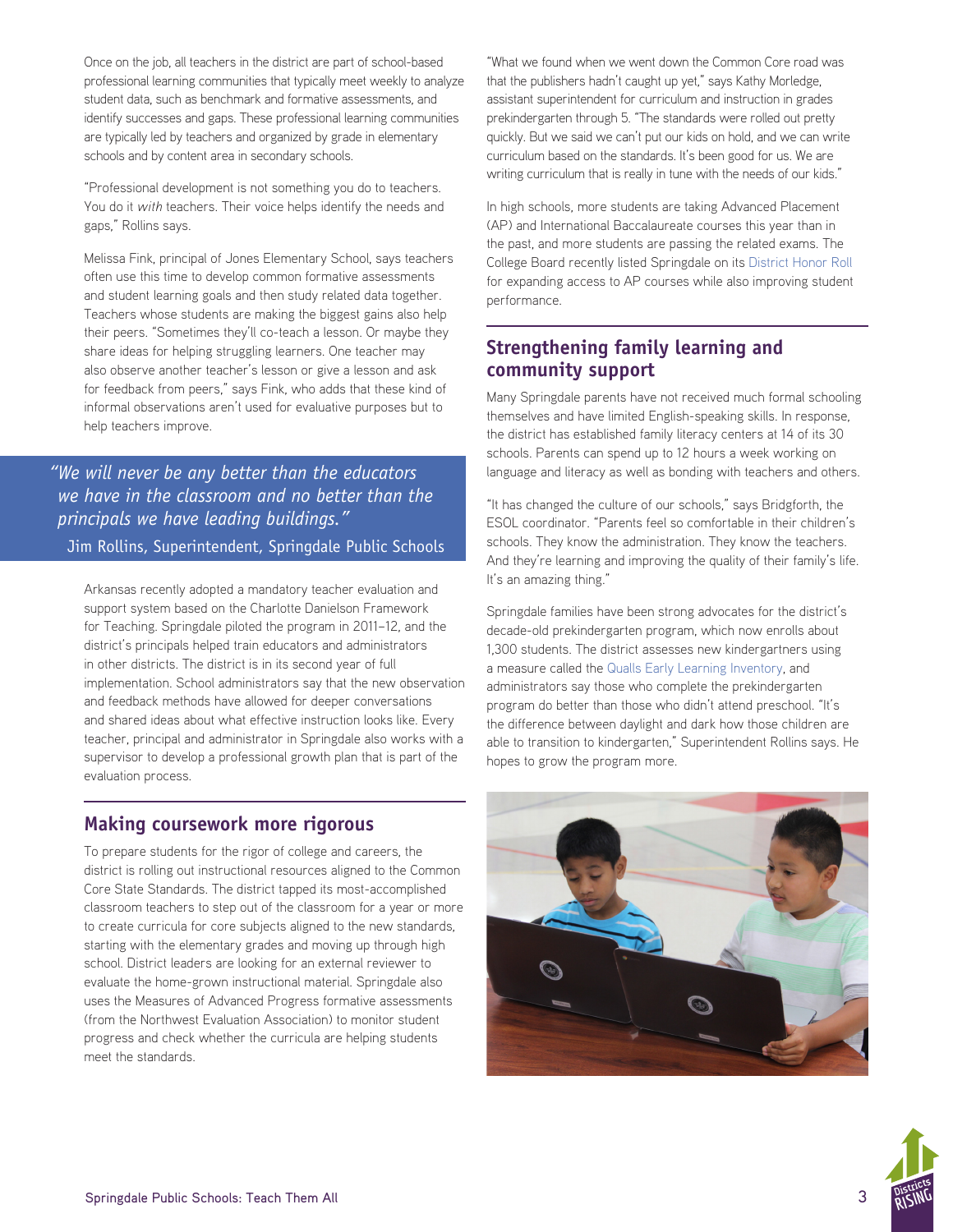Once on the job, all teachers in the district are part of school-based professional learning communities that typically meet weekly to analyze student data, such as benchmark and formative assessments, and identify successes and gaps. These professional learning communities are typically led by teachers and organized by grade in elementary schools and by content area in secondary schools.

"Professional development is not something you do to teachers. You do it *with* teachers. Their voice helps identify the needs and gaps," Rollins says.

Melissa Fink, principal of Jones Elementary School, says teachers often use this time to develop common formative assessments and student learning goals and then study related data together. Teachers whose students are making the biggest gains also help their peers. "Sometimes they'll co-teach a lesson. Or maybe they share ideas for helping struggling learners. One teacher may also observe another teacher's lesson or give a lesson and ask for feedback from peers," says Fink, who adds that these kind of informal observations aren't used for evaluative purposes but to help teachers improve.

> *"We will never be any better than the educators we have in the classroom and no better than the principals we have leading buildings."*
>
> Jim Rollins, Superintendent, Springdale Public Schools

Arkansas recently adopted a mandatory teacher evaluation and support system based on the Charlotte Danielson Framework for Teaching. Springdale piloted the program in 2011–12, and the district's principals helped train educators and administrators in other districts. The district is in its second year of full implementation. School administrators say that the new observation and feedback methods have allowed for deeper conversations and shared ideas about what effective instruction looks like. Every teacher, principal and administrator in Springdale also works with a supervisor to develop a professional growth plan that is part of the evaluation process.

## Making coursework more rigorous

To prepare students for the rigor of college and careers, the district is rolling out instructional resources aligned to the Common Core State Standards. The district tapped its most-accomplished classroom teachers to step out of the classroom for a year or more to create curricula for core subjects aligned to the new standards, starting with the elementary grades and moving up through high school. District leaders are looking for an external reviewer to evaluate the home-grown instructional material. Springdale also uses the Measures of Advanced Progress formative assessments (from the Northwest Evaluation Association) to monitor student progress and check whether the curricula are helping students meet the standards.

"What we found when we went down the Common Core road was that the publishers hadn't caught up yet," says Kathy Morledge, assistant superintendent for curriculum and instruction in grades prekindergarten through 5. "The standards were rolled out pretty quickly. But we said we can't put our kids on hold, and we can write curriculum based on the standards. It's been good for us. We are writing curriculum that is really in tune with the needs of our kids."

In high schools, more students are taking Advanced Placement (AP) and International Baccalaureate courses this year than in the past, and more students are passing the related exams. The College Board recently listed Springdale on its District Honor Roll for expanding access to AP courses while also improving student performance.

## Strengthening family learning and community support

Many Springdale parents have not received much formal schooling themselves and have limited English-speaking skills. In response, the district has established family literacy centers at 14 of its 30 schools. Parents can spend up to 12 hours a week working on language and literacy as well as bonding with teachers and others.

"It has changed the culture of our schools," says Bridgforth, the ESOL coordinator. "Parents feel so comfortable in their children's schools. They know the administration. They know the teachers. And they're learning and improving the quality of their family's life. It's an amazing thing."

Springdale families have been strong advocates for the district's decade-old prekindergarten program, which now enrolls about 1,300 students. The district assesses new kindergartners using a measure called the Qualls Early Learning Inventory, and administrators say those who complete the prekindergarten program do better than those who didn't attend preschool. "It's the difference between daylight and dark how those children are able to transition to kindergarten," Superintendent Rollins says. He hopes to grow the program more.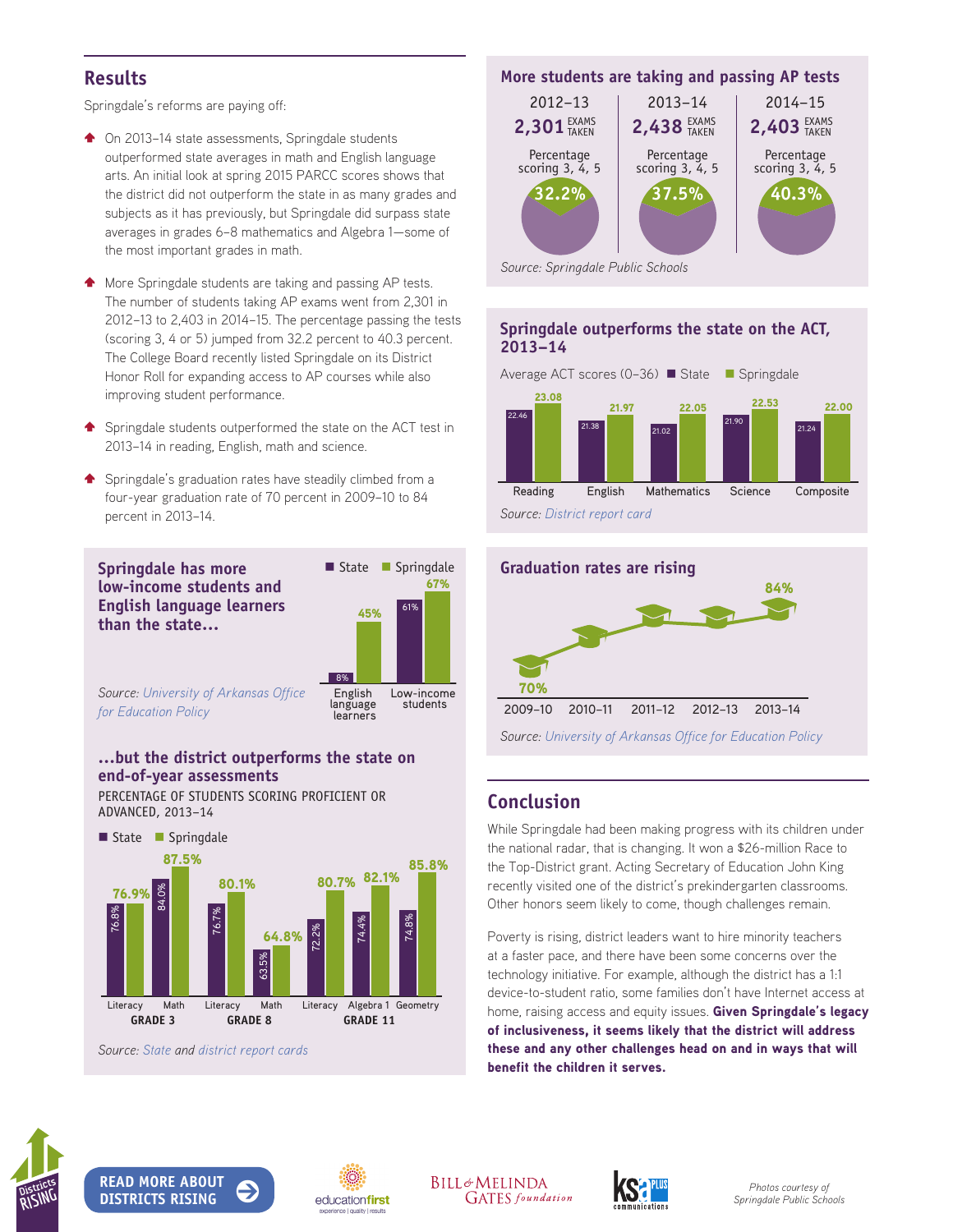## Results

Springdale's reforms are paying off:

- On 2013–14 state assessments, Springdale students outperformed state averages in math and English language arts. An initial look at spring 2015 PARCC scores shows that the district did not outperform the state in as many grades and subjects as it has previously, but Springdale did surpass state averages in grades 6–8 mathematics and Algebra 1—some of the most important grades in math.
- More Springdale students are taking and passing AP tests. The number of students taking AP exams went from 2,301 in 2012–13 to 2,403 in 2014–15. The percentage passing the tests (scoring 3, 4 or 5) jumped from 32.2 percent to 40.3 percent. The College Board recently listed Springdale on its District Honor Roll for expanding access to AP courses while also improving student performance.
- Springdale students outperformed the state on the ACT test in 2013–14 in reading, English, math and science.
- Springdale's graduation rates have steadily climbed from a four-year graduation rate of 70 percent in 2009–10 to 84 percent in 2013–14.

### Springdale has more low-income students and English language learners than the state…

State | Springdale

English language learners: 8% | 45%

Low-income students: 61% | 67%

*Source: University of Arkansas Office for Education Policy*

### …but the district outperforms the state on end-of-year assessments

PERCENTAGE OF STUDENTS SCORING PROFICIENT OR ADVANCED, 2013–14

State | Springdale

GRADE 3 — Literacy: 76.8% | 76.9%; Math: 84.0% | 87.5%

GRADE 8 — Literacy: 76.7% | 80.1%; Math: 63.5% | 64.8%

GRADE 11 — Literacy: 72.2% | 80.7%; Algebra 1: 74.4% | 82.1%; Geometry: 74.8% | 85.8%

*Source: State and district report cards*

### More students are taking and passing AP tests

2012–13: 2,301 EXAMS TAKEN — Percentage scoring 3, 4, 5: 32.2%

2013–14: 2,438 EXAMS TAKEN — Percentage scoring 3, 4, 5: 37.5%

2014–15: 2,403 EXAMS TAKEN — Percentage scoring 3, 4, 5: 40.3%

*Source: Springdale Public Schools*

### Springdale outperforms the state on the ACT, 2013–14

Average ACT scores (0–36) State | Springdale

Reading: 22.46 | 23.08

English: 21.38 | 21.97

Mathematics: 21.02 | 22.05

Science: 21.90 | 22.53

Composite: 21.24 | 22.00

*Source: District report card*

### Graduation rates are rising

70% (2009–10) … 84% (2013–14)

2009–10, 2010–11, 2011–12, 2012–13, 2013–14

*Source: University of Arkansas Office for Education Policy*

## Conclusion

While Springdale had been making progress with its children under the national radar, that is changing. It won a $26-million Race to the Top-District grant. Acting Secretary of Education John King recently visited one of the district's prekindergarten classrooms. Other honors seem likely to come, though challenges remain.

Poverty is rising, district leaders want to hire minority teachers at a faster pace, and there have been some concerns over the technology initiative. For example, although the district has a 1:1 device-to-student ratio, some families don't have Internet access at home, raising access and equity issues. **Given Springdale's legacy of inclusiveness, it seems likely that the district will address these and any other challenges head on and in ways that will benefit the children it serves.**

READ MORE ABOUT DISTRICTS RISING

*Photos courtesy of Springdale Public Schools*